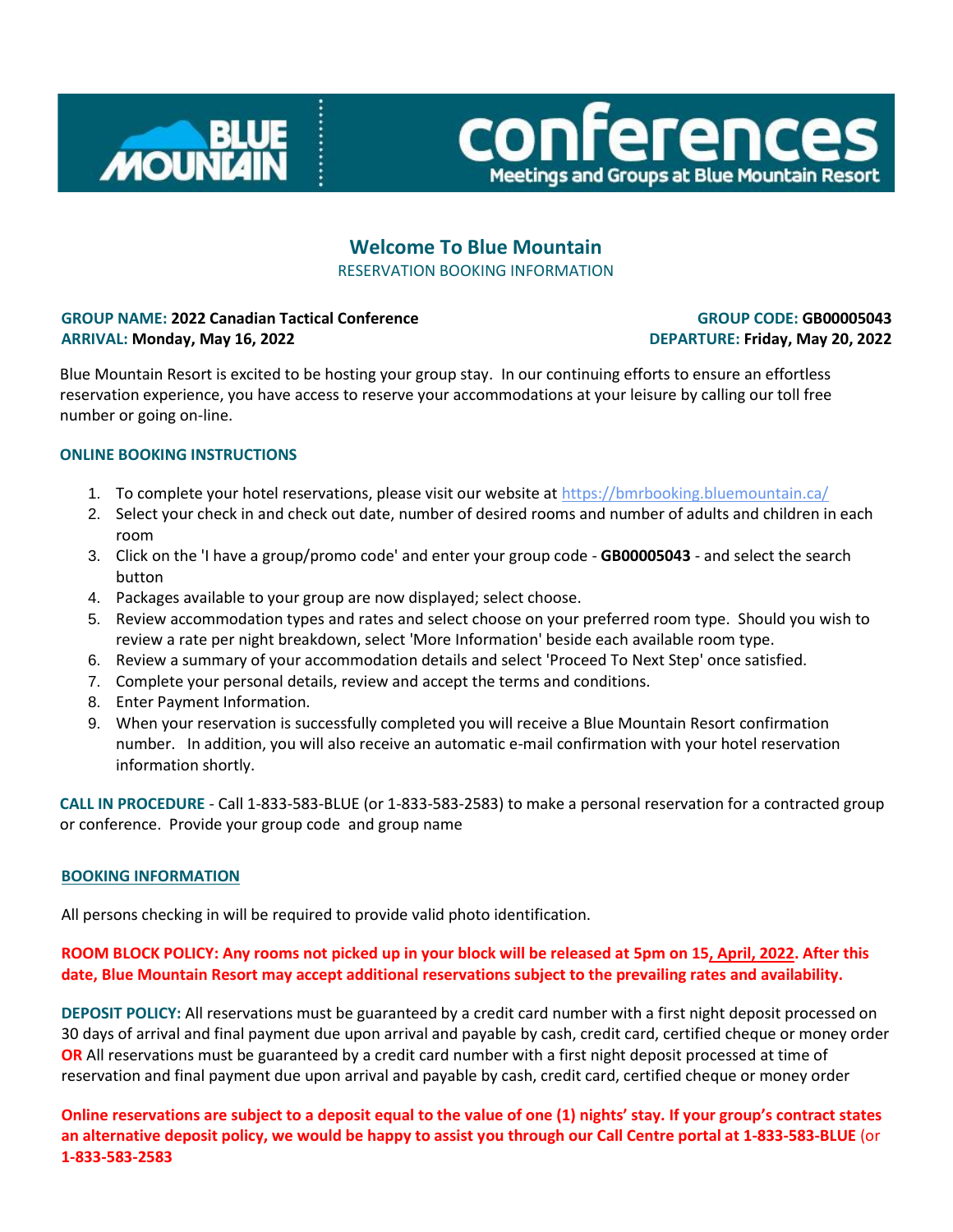BLUE MOUNTAIN

conferences
Meetings and Groups at Blue Mountain Resort

## Welcome To Blue Mountain

RESERVATION BOOKING INFORMATION

**GROUP NAME: 2022 Canadian Tactical Conference**
**ARRIVAL: Monday, May 16, 2022**

**GROUP CODE: GB00005043**
**DEPARTURE: Friday, May 20, 2022**

Blue Mountain Resort is excited to be hosting your group stay. In our continuing efforts to ensure an effortless reservation experience, you have access to reserve your accommodations at your leisure by calling our toll free number or going on-line.

### ONLINE BOOKING INSTRUCTIONS

1. To complete your hotel reservations, please visit our website at https://bmrbooking.bluemountain.ca/
2. Select your check in and check out date, number of desired rooms and number of adults and children in each room
3. Click on the 'I have a group/promo code' and enter your group code - **GB00005043** - and select the search button
4. Packages available to your group are now displayed; select choose.
5. Review accommodation types and rates and select choose on your preferred room type. Should you wish to review a rate per night breakdown, select 'More Information' beside each available room type.
6. Review a summary of your accommodation details and select 'Proceed To Next Step' once satisfied.
7. Complete your personal details, review and accept the terms and conditions.
8. Enter Payment Information.
9. When your reservation is successfully completed you will receive a Blue Mountain Resort confirmation number. In addition, you will also receive an automatic e-mail confirmation with your hotel reservation information shortly.

**CALL IN PROCEDURE** - Call 1-833-583-BLUE (or 1-833-583-2583) to make a personal reservation for a contracted group or conference. Provide your group code and group name

### BOOKING INFORMATION

All persons checking in will be required to provide valid photo identification.

**ROOM BLOCK POLICY: Any rooms not picked up in your block will be released at 5pm on 15, April, 2022. After this date, Blue Mountain Resort may accept additional reservations subject to the prevailing rates and availability.**

**DEPOSIT POLICY:** All reservations must be guaranteed by a credit card number with a first night deposit processed on 30 days of arrival and final payment due upon arrival and payable by cash, credit card, certified cheque or money order **OR** All reservations must be guaranteed by a credit card number with a first night deposit processed at time of reservation and final payment due upon arrival and payable by cash, credit card, certified cheque or money order

**Online reservations are subject to a deposit equal to the value of one (1) nights' stay. If your group's contract states an alternative deposit policy, we would be happy to assist you through our Call Centre portal at 1-833-583-BLUE** (or **1-833-583-2583**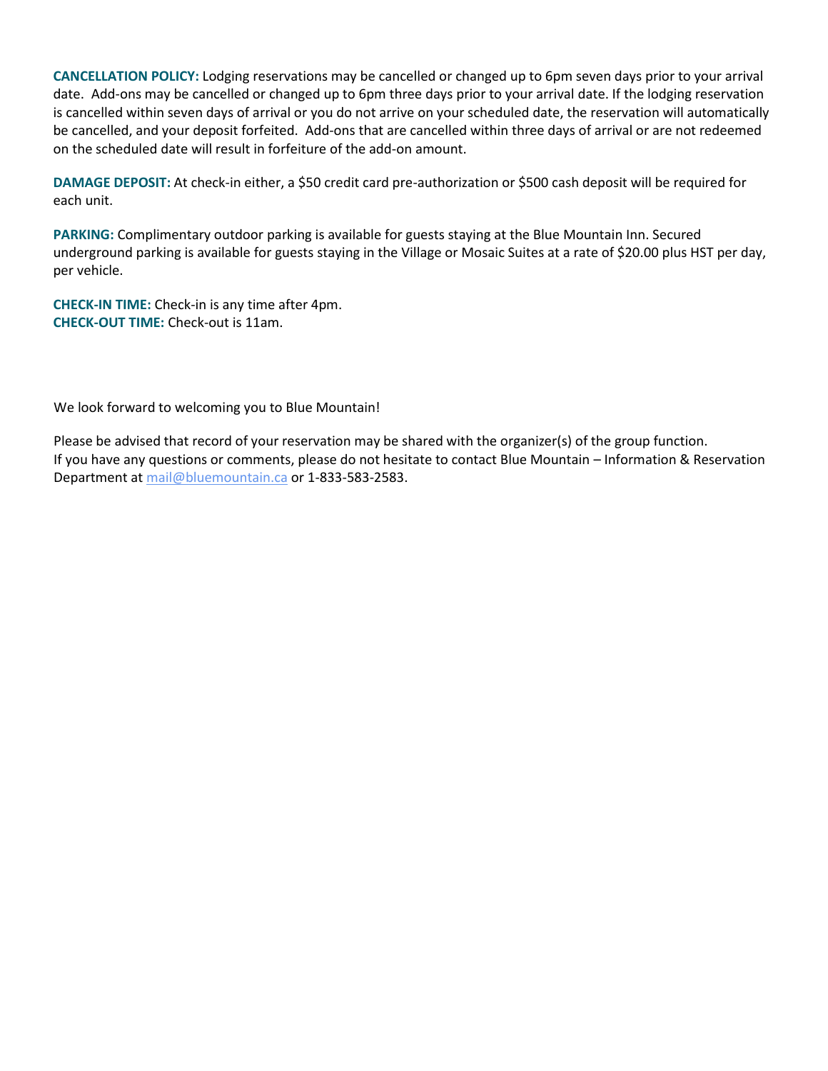**CANCELLATION POLICY:** Lodging reservations may be cancelled or changed up to 6pm seven days prior to your arrival date. Add-ons may be cancelled or changed up to 6pm three days prior to your arrival date. If the lodging reservation is cancelled within seven days of arrival or you do not arrive on your scheduled date, the reservation will automatically be cancelled, and your deposit forfeited. Add-ons that are cancelled within three days of arrival or are not redeemed on the scheduled date will result in forfeiture of the add-on amount.

**DAMAGE DEPOSIT:** At check-in either, a $50 credit card pre-authorization or $500 cash deposit will be required for each unit.

**PARKING:** Complimentary outdoor parking is available for guests staying at the Blue Mountain Inn. Secured underground parking is available for guests staying in the Village or Mosaic Suites at a rate of $20.00 plus HST per day, per vehicle.

**CHECK-IN TIME:** Check-in is any time after 4pm.
**CHECK-OUT TIME:** Check-out is 11am.

We look forward to welcoming you to Blue Mountain!

Please be advised that record of your reservation may be shared with the organizer(s) of the group function.
If you have any questions or comments, please do not hesitate to contact Blue Mountain – Information & Reservation Department at mail@bluemountain.ca or 1-833-583-2583.